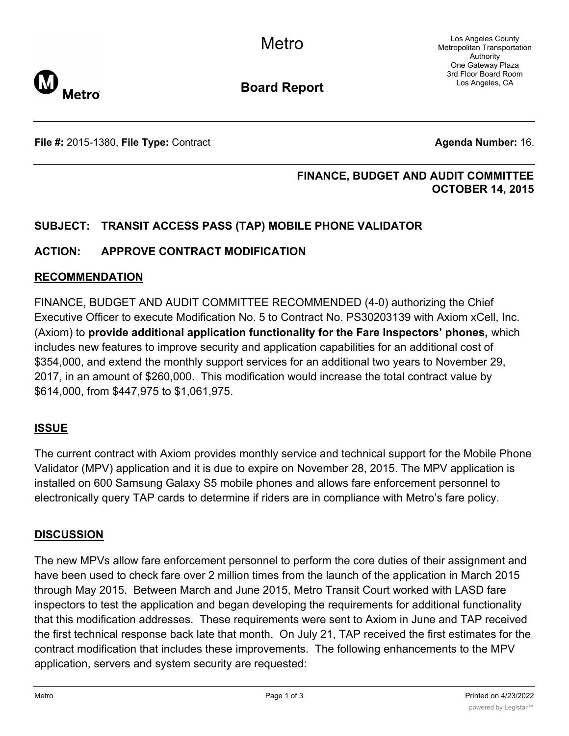Metro

Los Angeles County Metropolitan Transportation Authority
One Gateway Plaza
3rd Floor Board Room
Los Angeles, CA

**Board Report**

**File #:** 2015-1380, **File Type:** Contract **Agenda Number:** 16.

**FINANCE, BUDGET AND AUDIT COMMITTEE**
**OCTOBER 14, 2015**

## SUBJECT: TRANSIT ACCESS PASS (TAP) MOBILE PHONE VALIDATOR

## ACTION: APPROVE CONTRACT MODIFICATION

## RECOMMENDATION

FINANCE, BUDGET AND AUDIT COMMITTEE RECOMMENDED (4-0) authorizing the Chief Executive Officer to execute Modification No. 5 to Contract No. PS30203139 with Axiom xCell, Inc. (Axiom) to **provide additional application functionality for the Fare Inspectors' phones,** which includes new features to improve security and application capabilities for an additional cost of $354,000, and extend the monthly support services for an additional two years to November 29, 2017, in an amount of $260,000. This modification would increase the total contract value by $614,000, from $447,975 to $1,061,975.

## ISSUE

The current contract with Axiom provides monthly service and technical support for the Mobile Phone Validator (MPV) application and it is due to expire on November 28, 2015. The MPV application is installed on 600 Samsung Galaxy S5 mobile phones and allows fare enforcement personnel to electronically query TAP cards to determine if riders are in compliance with Metro's fare policy.

## DISCUSSION

The new MPVs allow fare enforcement personnel to perform the core duties of their assignment and have been used to check fare over 2 million times from the launch of the application in March 2015 through May 2015. Between March and June 2015, Metro Transit Court worked with LASD fare inspectors to test the application and began developing the requirements for additional functionality that this modification addresses. These requirements were sent to Axiom in June and TAP received the first technical response back late that month. On July 21, TAP received the first estimates for the contract modification that includes these improvements. The following enhancements to the MPV application, servers and system security are requested: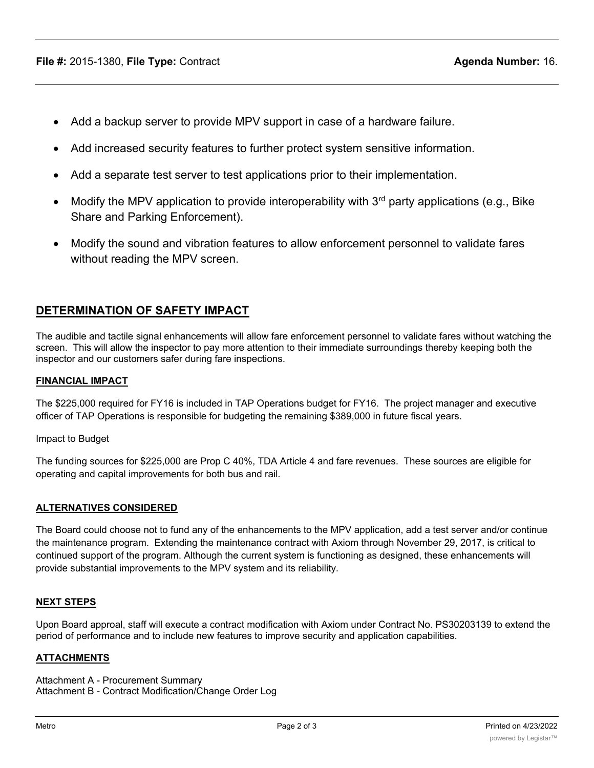- Add a backup server to provide MPV support in case of a hardware failure.
- Add increased security features to further protect system sensitive information.
- Add a separate test server to test applications prior to their implementation.
- Modify the MPV application to provide interoperability with 3rd party applications (e.g., Bike Share and Parking Enforcement).
- Modify the sound and vibration features to allow enforcement personnel to validate fares without reading the MPV screen.

## DETERMINATION OF SAFETY IMPACT

The audible and tactile signal enhancements will allow fare enforcement personnel to validate fares without watching the screen. This will allow the inspector to pay more attention to their immediate surroundings thereby keeping both the inspector and our customers safer during fare inspections.

### FINANCIAL IMPACT

The $225,000 required for FY16 is included in TAP Operations budget for FY16. The project manager and executive officer of TAP Operations is responsible for budgeting the remaining $389,000 in future fiscal years.

Impact to Budget

The funding sources for $225,000 are Prop C 40%, TDA Article 4 and fare revenues. These sources are eligible for operating and capital improvements for both bus and rail.

### ALTERNATIVES CONSIDERED

The Board could choose not to fund any of the enhancements to the MPV application, add a test server and/or continue the maintenance program. Extending the maintenance contract with Axiom through November 29, 2017, is critical to continued support of the program. Although the current system is functioning as designed, these enhancements will provide substantial improvements to the MPV system and its reliability.

### NEXT STEPS

Upon Board approal, staff will execute a contract modification with Axiom under Contract No. PS30203139 to extend the period of performance and to include new features to improve security and application capabilities.

### ATTACHMENTS

Attachment A - Procurement Summary
Attachment B - Contract Modification/Change Order Log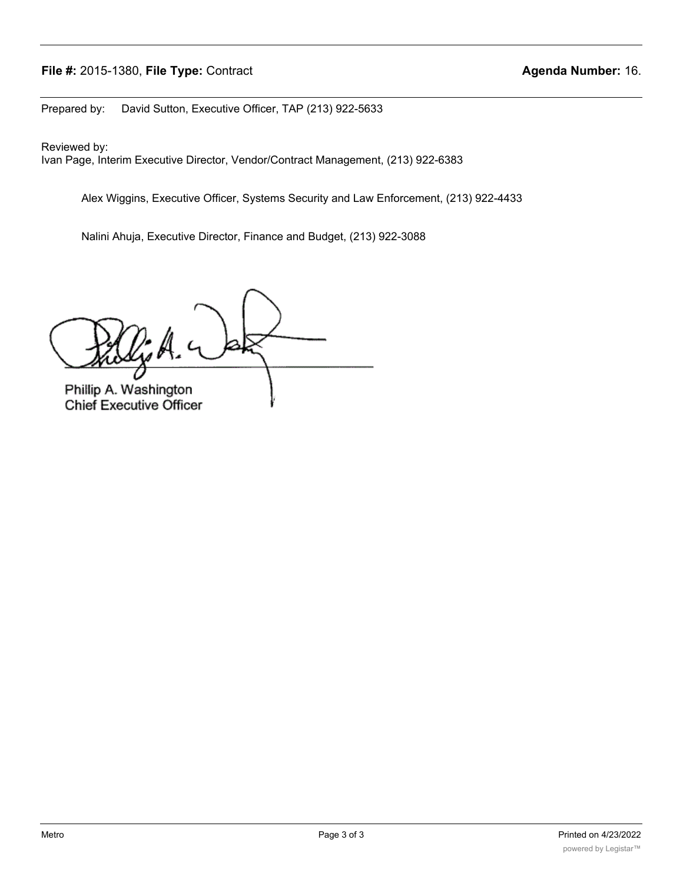**File #:** 2015-1380, **File Type:** Contract **Agenda Number:** 16.

Prepared by: David Sutton, Executive Officer, TAP (213) 922-5633

Reviewed by:
Ivan Page, Interim Executive Director, Vendor/Contract Management, (213) 922-6383

Alex Wiggins, Executive Officer, Systems Security and Law Enforcement, (213) 922-4433

Nalini Ahuja, Executive Director, Finance and Budget, (213) 922-3088

Phillip A. Washington
Chief Executive Officer